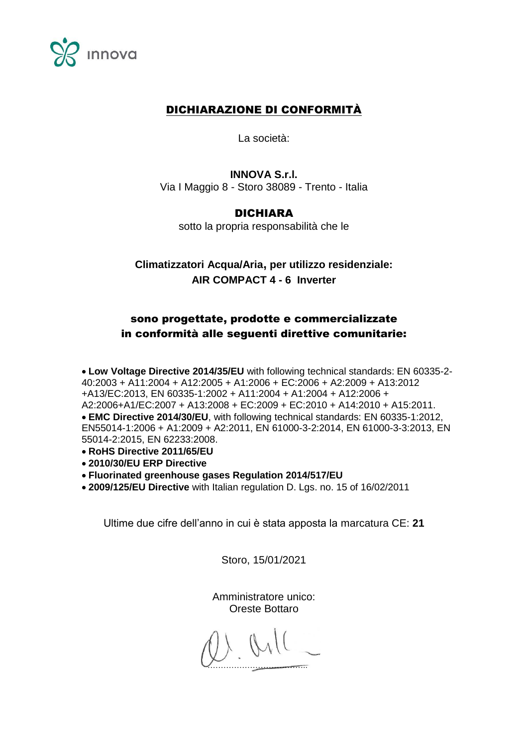## DICHIARAZIONE DI CONFORMITÀ

La società:

**INNOVA S.r.l.**
Via I Maggio 8 - Storo 38089 - Trento - Italia

**DICHIARA**
sotto la propria responsabilità che le

**Climatizzatori Acqua/Aria, per utilizzo residenziale:**
**AIR COMPACT 4 - 6 Inverter**

**sono progettate, prodotte e commercializzate in conformità alle seguenti direttive comunitarie:**

- **Low Voltage Directive 2014/35/EU** with following technical standards: EN 60335-2-40:2003 + A11:2004 + A12:2005 + A1:2006 + EC:2006 + A2:2009 + A13:2012 +A13/EC:2013, EN 60335-1:2002 + A11:2004 + A1:2004 + A12:2006 + A2:2006+A1/EC:2007 + A13:2008 + EC:2009 + EC:2010 + A14:2010 + A15:2011.
- **EMC Directive 2014/30/EU**, with following technical standards: EN 60335-1:2012, EN55014-1:2006 + A1:2009 + A2:2011, EN 61000-3-2:2014, EN 61000-3-3:2013, EN 55014-2:2015, EN 62233:2008.
- **RoHS Directive 2011/65/EU**
- **2010/30/EU ERP Directive**
- **Fluorinated greenhouse gases Regulation 2014/517/EU**
- **2009/125/EU Directive** with Italian regulation D. Lgs. no. 15 of 16/02/2011

Ultime due cifre dell'anno in cui è stata apposta la marcatura CE: **21**

Storo, 15/01/2021

Amministratore unico:
Oreste Bottaro

……………………………………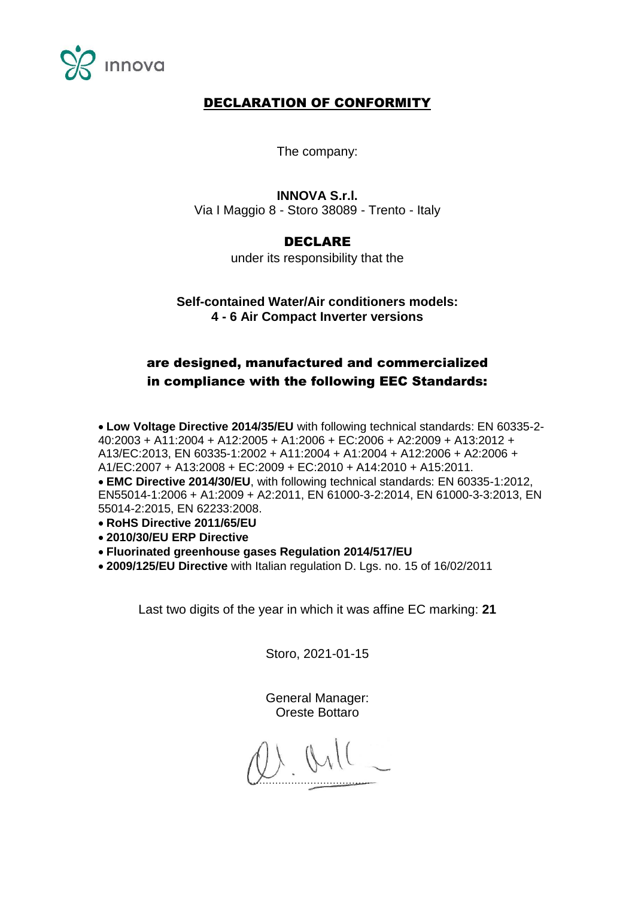innova

# DECLARATION OF CONFORMITY

The company:

**INNOVA S.r.l.**
Via I Maggio 8 - Storo 38089 - Trento - Italy

**DECLARE**
under its responsibility that the

**Self-contained Water/Air conditioners models:**
**4 - 6 Air Compact Inverter versions**

## are designed, manufactured and commercialized in compliance with the following EEC Standards:

- **Low Voltage Directive 2014/35/EU** with following technical standards: EN 60335-2-40:2003 + A11:2004 + A12:2005 + A1:2006 + EC:2006 + A2:2009 + A13:2012 + A13/EC:2013, EN 60335-1:2002 + A11:2004 + A1:2004 + A12:2006 + A2:2006 + A1/EC:2007 + A13:2008 + EC:2009 + EC:2010 + A14:2010 + A15:2011.
- **EMC Directive 2014/30/EU**, with following technical standards: EN 60335-1:2012, EN55014-1:2006 + A1:2009 + A2:2011, EN 61000-3-2:2014, EN 61000-3-3:2013, EN 55014-2:2015, EN 62233:2008.
- **RoHS Directive 2011/65/EU**
- **2010/30/EU ERP Directive**
- **Fluorinated greenhouse gases Regulation 2014/517/EU**
- **2009/125/EU Directive** with Italian regulation D. Lgs. no. 15 of 16/02/2011

Last two digits of the year in which it was affine EC marking: **21**

Storo, 2021-01-15

General Manager:
Oreste Bottaro